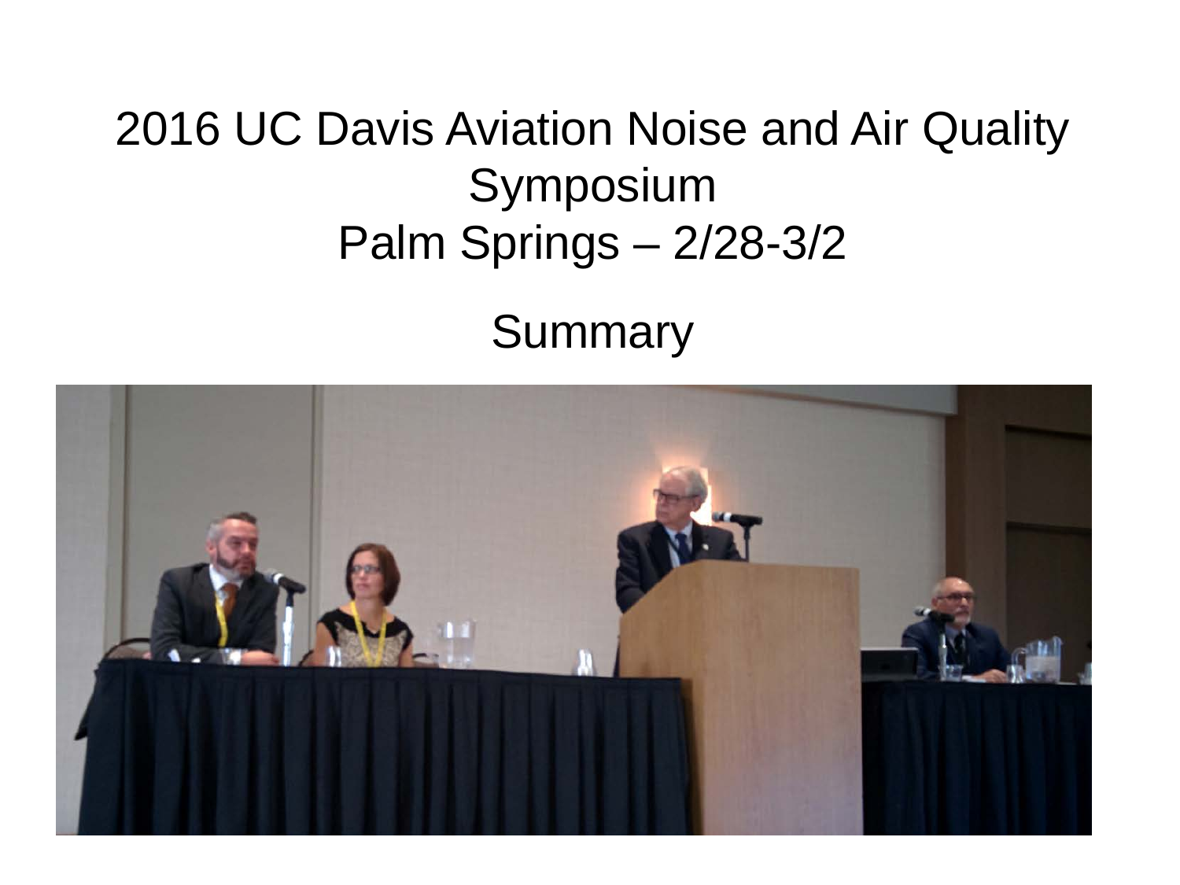# 2016 UC Davis Aviation Noise and Air Quality Symposium
# Palm Springs – 2/28-3/2

## Summary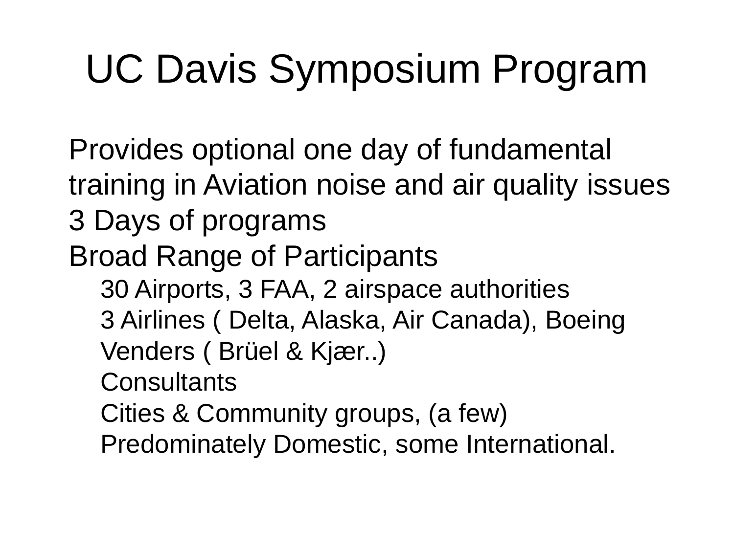# UC Davis Symposium Program

- Provides optional one day of fundamental training in Aviation noise and air quality issues
- 3 Days of programs
- Broad Range of Participants
  - 30 Airports, 3 FAA, 2 airspace authorities
  - 3 Airlines ( Delta, Alaska, Air Canada), Boeing
  - Venders ( Brüel & Kjær..)
  - Consultants
  - Cities & Community groups, (a few)
  - Predominately Domestic, some International.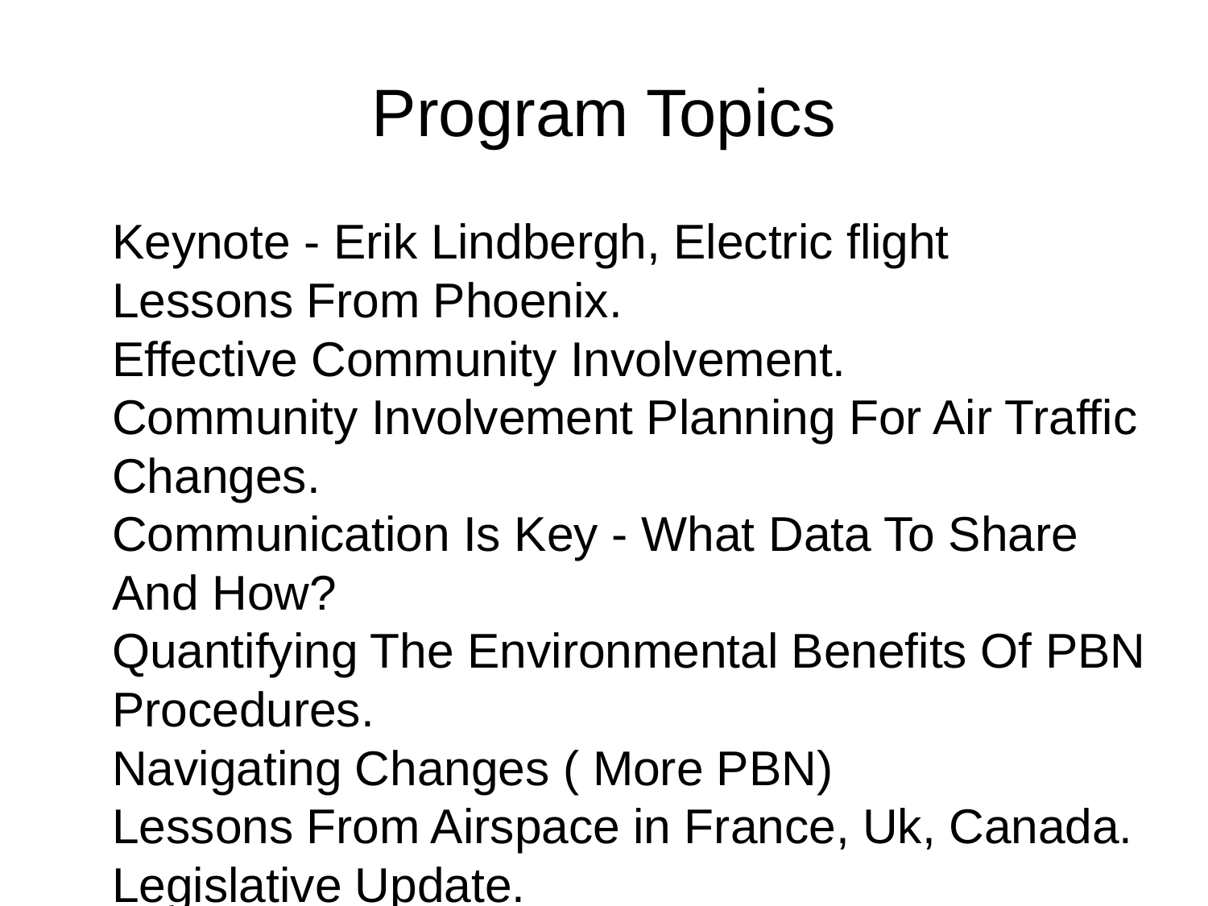# Program Topics

Keynote - Erik Lindbergh, Electric flight
Lessons From Phoenix.
Effective Community Involvement.
Community Involvement Planning For Air Traffic Changes.
Communication Is Key - What Data To Share And How?
Quantifying The Environmental Benefits Of PBN Procedures.
Navigating Changes ( More PBN)
Lessons From Airspace in France, Uk, Canada.
Legislative Update.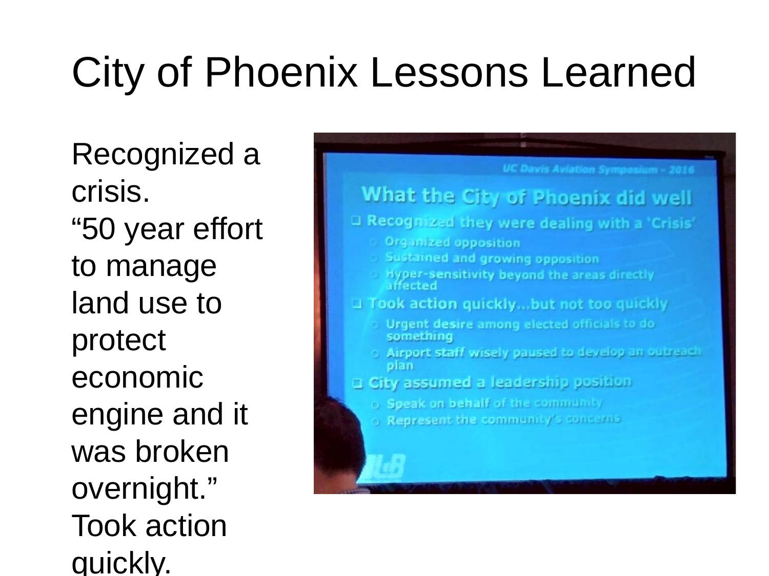# City of Phoenix Lessons Learned

Recognized a crisis.
“50 year effort to manage land use to protect economic engine and it was broken overnight.”
Took action quickly.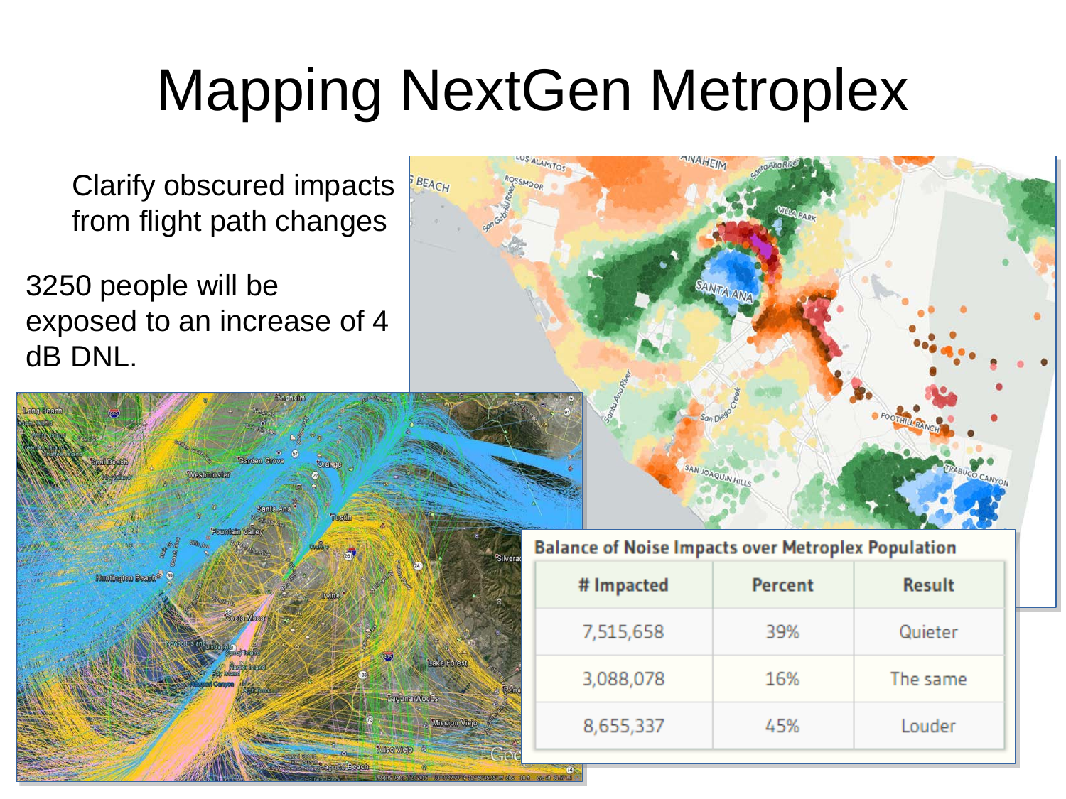# Mapping NextGen Metroplex

Clarify obscured impacts from flight path changes

3250 people will be exposed to an increase of 4 dB DNL.

**Balance of Noise Impacts over Metroplex Population**

| # Impacted | Percent | Result |
|---|---|---|
| 7,515,658 | 39% | Quieter |
| 3,088,078 | 16% | The same |
| 8,655,337 | 45% | Louder |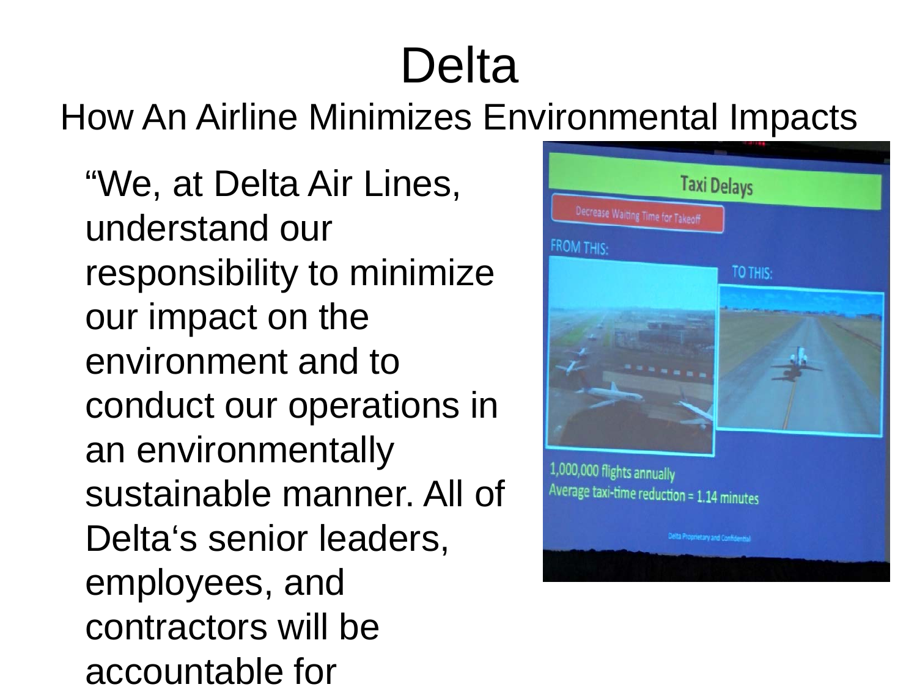# Delta

## How An Airline Minimizes Environmental Impacts

"We, at Delta Air Lines, understand our responsibility to minimize our impact on the environment and to conduct our operations in an environmentally sustainable manner. All of Delta's senior leaders, employees, and contractors will be accountable for

Taxi Delays

Decrease Waiting Time for Takeoff

FROM THIS:

TO THIS:

1,000,000 flights annually

Average taxi-time reduction = 1.14 minutes

Delta Proprietary and Confidential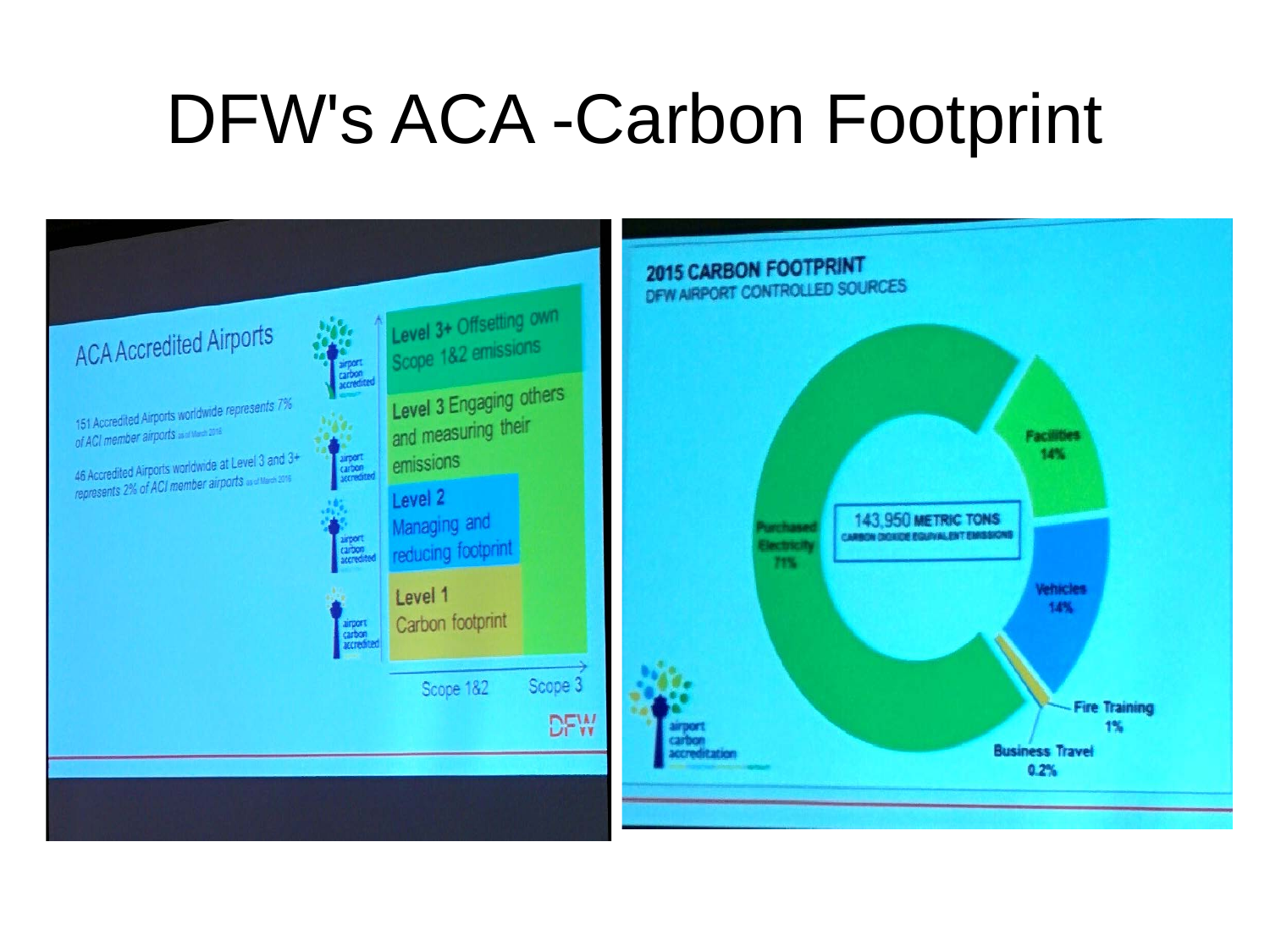# DFW's ACA -Carbon Footprint

## ACA Accredited Airports

*151 Accredited Airports worldwide represents 7% of ACI member airports* as of March 2016

*46 Accredited Airports worldwide at Level 3 and 3+ represents 2% of ACI member airports* as of March 2016

- **Level 3+** Offsetting own Scope 1&2 emissions
- **Level 3** Engaging others and measuring their emissions
- **Level 2** Managing and reducing footprint
- **Level 1** Carbon footprint

Scope 1&2 — Scope 3

DFW

## 2015 CARBON FOOTPRINT

DFW AIRPORT CONTROLLED SOURCES

143,950 METRIC TONS CARBON DIOXIDE EQUIVALENT EMISSIONS

- Purchased Electricity 71%
- Facilities 14%
- Vehicles 14%
- Fire Training 1%
- Business Travel 0.2%

airport carbon accreditation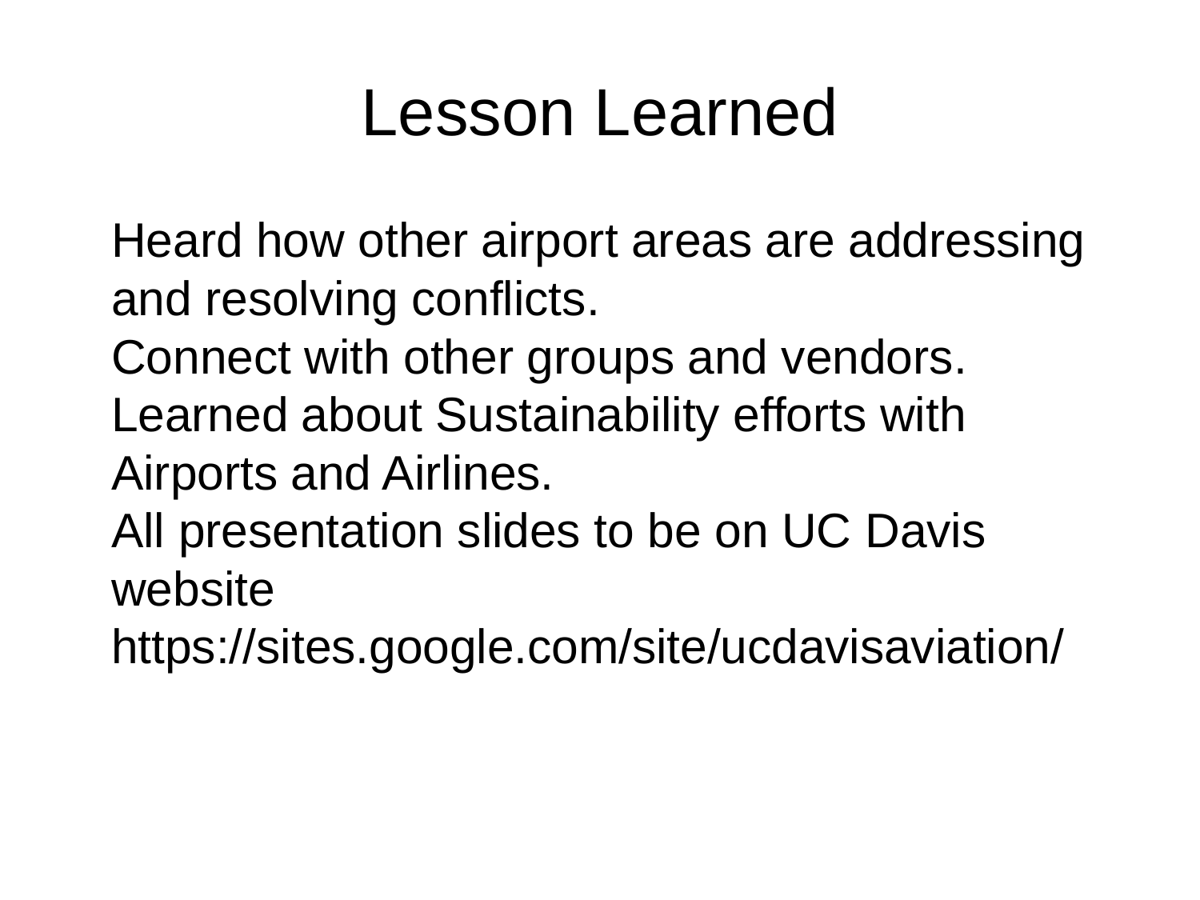# Lesson Learned

Heard how other airport areas are addressing and resolving conflicts.

Connect with other groups and vendors.

Learned about Sustainability efforts with Airports and Airlines.

All presentation slides to be on UC Davis website https://sites.google.com/site/ucdavisaviation/